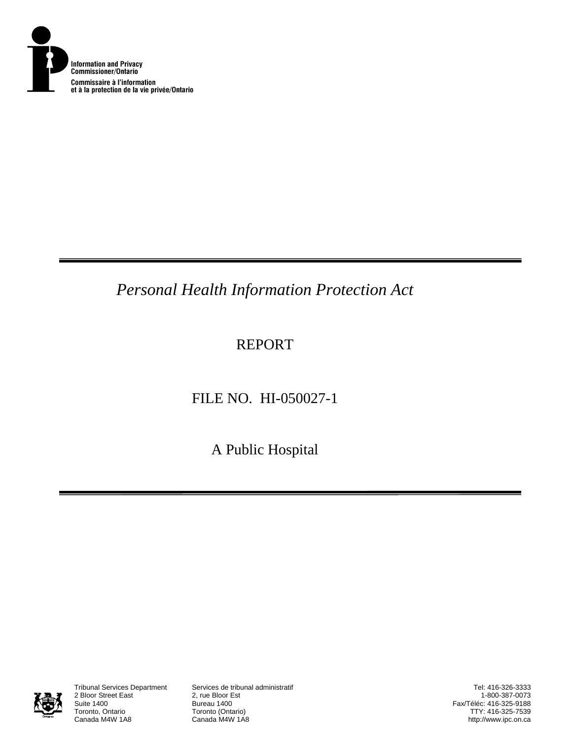Information and Privacy Commissioner/Ontario

Commissaire à l'information et à la protection de la vie privée/Ontario

*Personal Health Information Protection Act*

REPORT

FILE NO. HI-050027-1

A Public Hospital

Tribunal Services Department
2 Bloor Street East
Suite 1400
Toronto, Ontario
Canada M4W 1A8

Services de tribunal administratif
2, rue Bloor Est
Bureau 1400
Toronto (Ontario)
Canada M4W 1A8

Tel: 416-326-3333
1-800-387-0073
Fax/Téléc: 416-325-9188
TTY: 416-325-7539
http://www.ipc.on.ca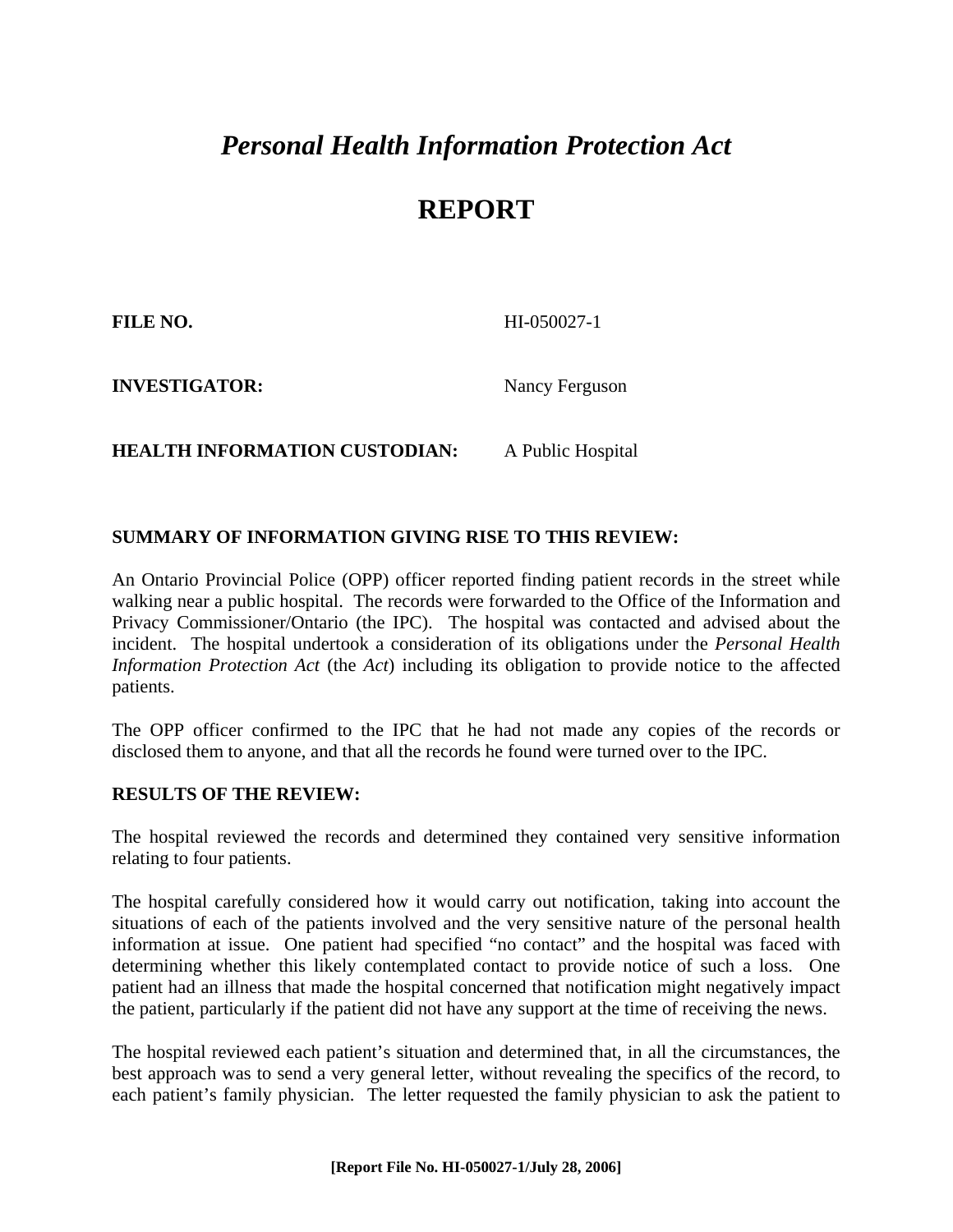# *Personal Health Information Protection Act*

# REPORT

**FILE NO.** HI-050027-1

**INVESTIGATOR:** Nancy Ferguson

**HEALTH INFORMATION CUSTODIAN:** A Public Hospital

## SUMMARY OF INFORMATION GIVING RISE TO THIS REVIEW:

An Ontario Provincial Police (OPP) officer reported finding patient records in the street while walking near a public hospital. The records were forwarded to the Office of the Information and Privacy Commissioner/Ontario (the IPC). The hospital was contacted and advised about the incident. The hospital undertook a consideration of its obligations under the *Personal Health Information Protection Act* (the *Act*) including its obligation to provide notice to the affected patients.

The OPP officer confirmed to the IPC that he had not made any copies of the records or disclosed them to anyone, and that all the records he found were turned over to the IPC.

## RESULTS OF THE REVIEW:

The hospital reviewed the records and determined they contained very sensitive information relating to four patients.

The hospital carefully considered how it would carry out notification, taking into account the situations of each of the patients involved and the very sensitive nature of the personal health information at issue. One patient had specified "no contact" and the hospital was faced with determining whether this likely contemplated contact to provide notice of such a loss. One patient had an illness that made the hospital concerned that notification might negatively impact the patient, particularly if the patient did not have any support at the time of receiving the news.

The hospital reviewed each patient's situation and determined that, in all the circumstances, the best approach was to send a very general letter, without revealing the specifics of the record, to each patient's family physician. The letter requested the family physician to ask the patient to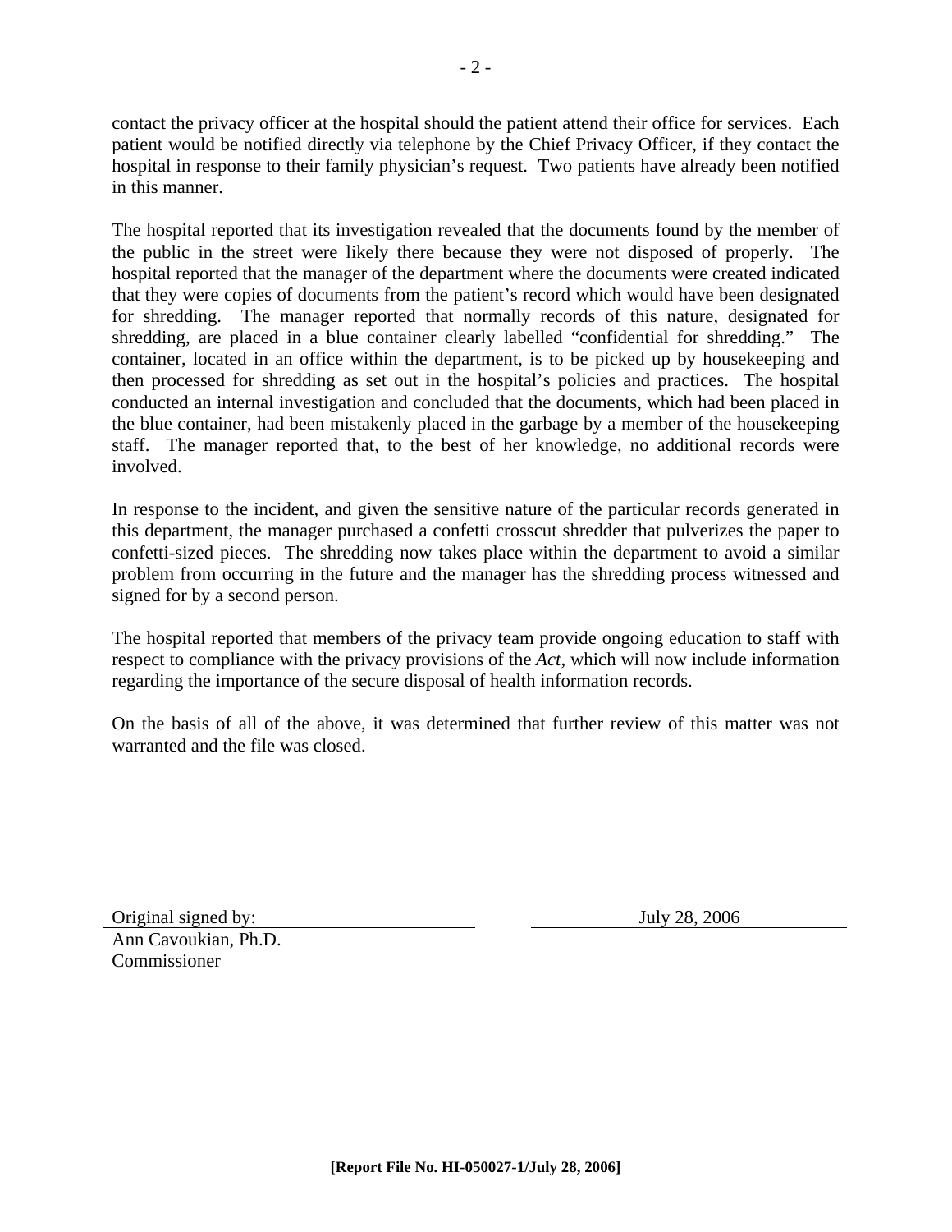contact the privacy officer at the hospital should the patient attend their office for services. Each patient would be notified directly via telephone by the Chief Privacy Officer, if they contact the hospital in response to their family physician's request. Two patients have already been notified in this manner.

The hospital reported that its investigation revealed that the documents found by the member of the public in the street were likely there because they were not disposed of properly. The hospital reported that the manager of the department where the documents were created indicated that they were copies of documents from the patient's record which would have been designated for shredding. The manager reported that normally records of this nature, designated for shredding, are placed in a blue container clearly labelled "confidential for shredding." The container, located in an office within the department, is to be picked up by housekeeping and then processed for shredding as set out in the hospital's policies and practices. The hospital conducted an internal investigation and concluded that the documents, which had been placed in the blue container, had been mistakenly placed in the garbage by a member of the housekeeping staff. The manager reported that, to the best of her knowledge, no additional records were involved.

In response to the incident, and given the sensitive nature of the particular records generated in this department, the manager purchased a confetti crosscut shredder that pulverizes the paper to confetti-sized pieces. The shredding now takes place within the department to avoid a similar problem from occurring in the future and the manager has the shredding process witnessed and signed for by a second person.

The hospital reported that members of the privacy team provide ongoing education to staff with respect to compliance with the privacy provisions of the *Act*, which will now include information regarding the importance of the secure disposal of health information records.

On the basis of all of the above, it was determined that further review of this matter was not warranted and the file was closed.

Original signed by: July 28, 2006

Ann Cavoukian, Ph.D.
Commissioner

**[Report File No. HI-050027-1/July 28, 2006]**